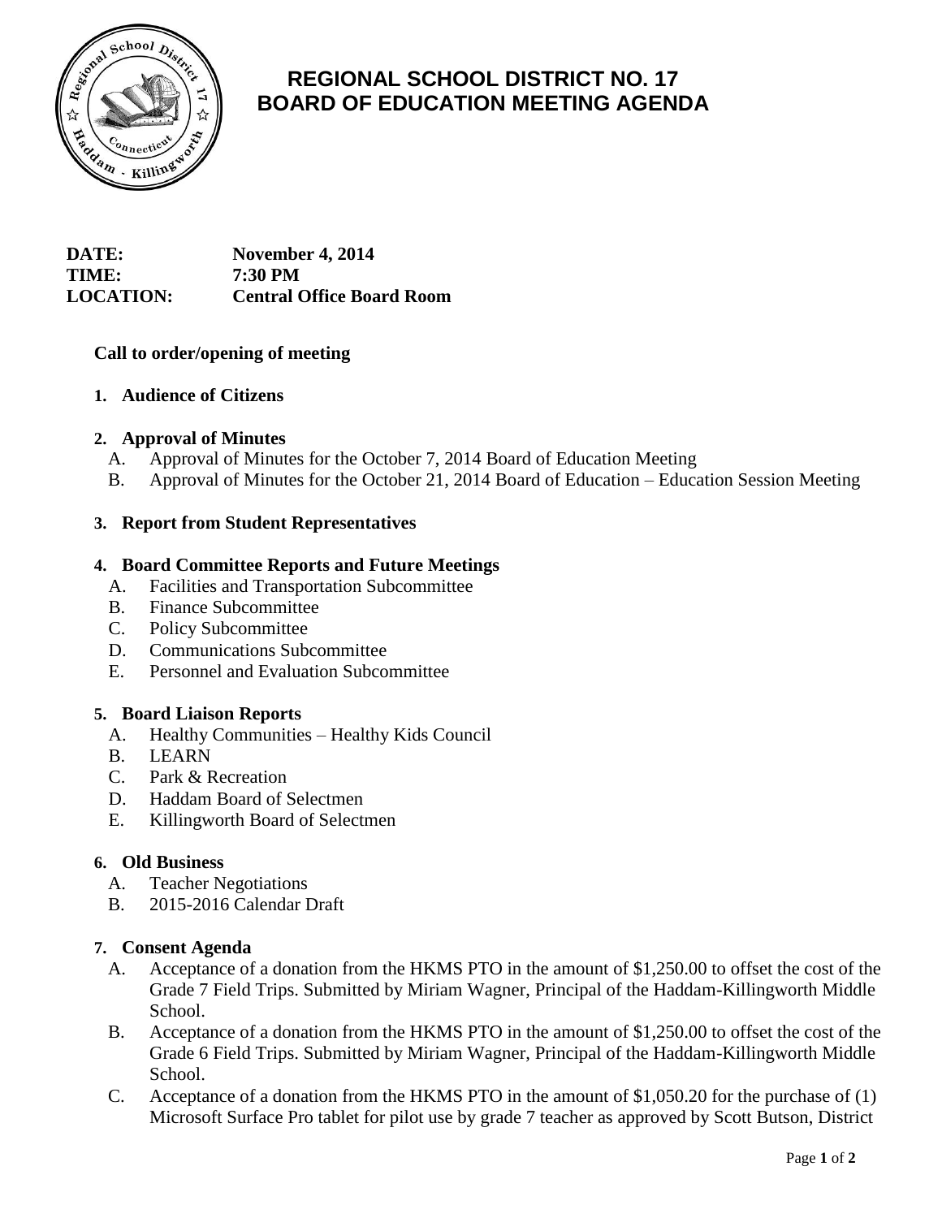# REGIONAL SCHOOL DISTRICT NO. 17
# BOARD OF EDUCATION MEETING AGENDA

**DATE:** **November 4, 2014**
**TIME:** **7:30 PM**
**LOCATION:** **Central Office Board Room**

**Call to order/opening of meeting**

1. **Audience of Citizens**

2. **Approval of Minutes**
   A. Approval of Minutes for the October 7, 2014 Board of Education Meeting
   B. Approval of Minutes for the October 21, 2014 Board of Education – Education Session Meeting

3. **Report from Student Representatives**

4. **Board Committee Reports and Future Meetings**
   A. Facilities and Transportation Subcommittee
   B. Finance Subcommittee
   C. Policy Subcommittee
   D. Communications Subcommittee
   E. Personnel and Evaluation Subcommittee

5. **Board Liaison Reports**
   A. Healthy Communities – Healthy Kids Council
   B. LEARN
   C. Park & Recreation
   D. Haddam Board of Selectmen
   E. Killingworth Board of Selectmen

6. **Old Business**
   A. Teacher Negotiations
   B. 2015-2016 Calendar Draft

7. **Consent Agenda**
   A. Acceptance of a donation from the HKMS PTO in the amount of $1,250.00 to offset the cost of the Grade 7 Field Trips. Submitted by Miriam Wagner, Principal of the Haddam-Killingworth Middle School.
   B. Acceptance of a donation from the HKMS PTO in the amount of $1,250.00 to offset the cost of the Grade 6 Field Trips. Submitted by Miriam Wagner, Principal of the Haddam-Killingworth Middle School.
   C. Acceptance of a donation from the HKMS PTO in the amount of $1,050.20 for the purchase of (1) Microsoft Surface Pro tablet for pilot use by grade 7 teacher as approved by Scott Butson, District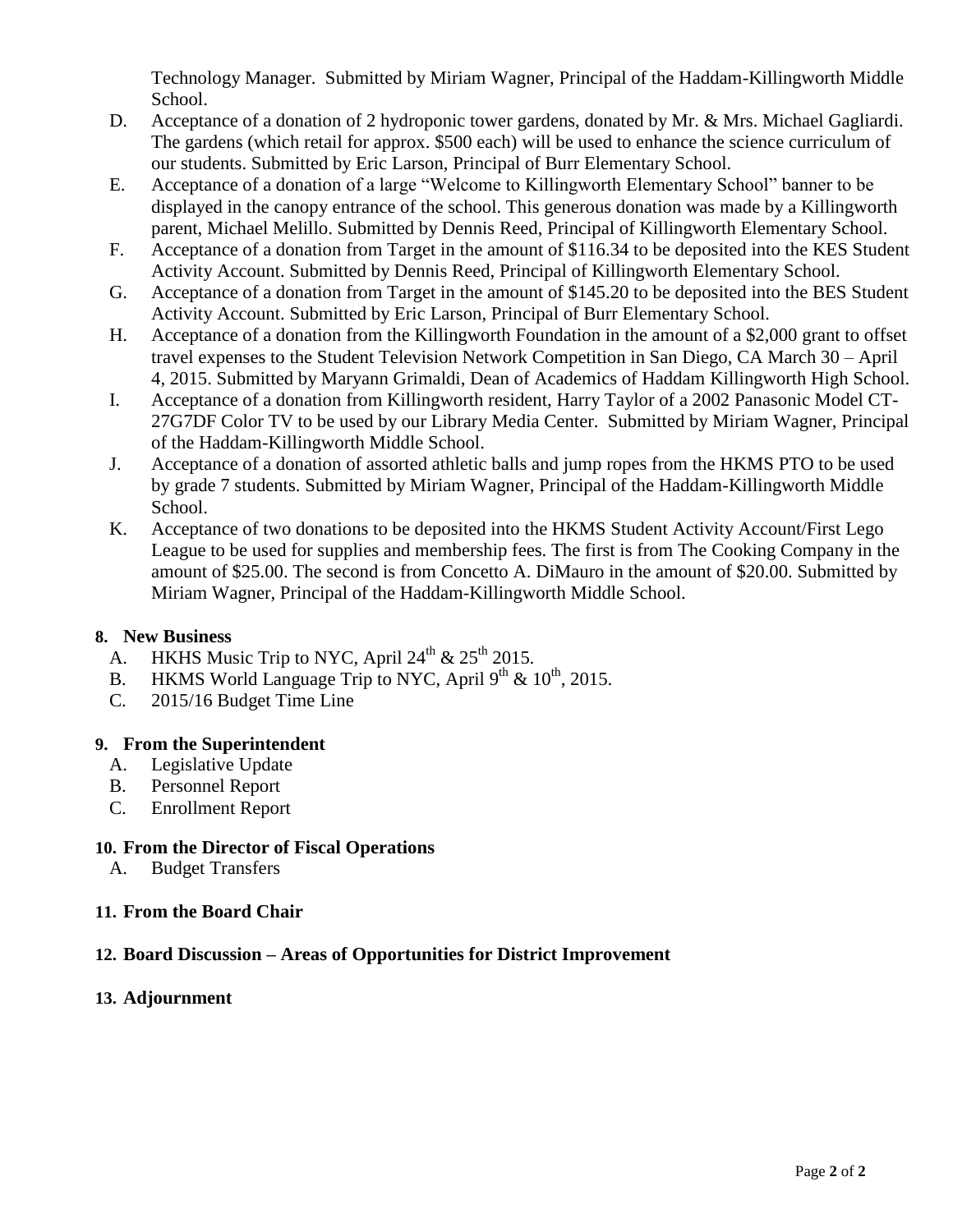Technology Manager. Submitted by Miriam Wagner, Principal of the Haddam-Killingworth Middle School.

D. Acceptance of a donation of 2 hydroponic tower gardens, donated by Mr. & Mrs. Michael Gagliardi. The gardens (which retail for approx. $500 each) will be used to enhance the science curriculum of our students. Submitted by Eric Larson, Principal of Burr Elementary School.

E. Acceptance of a donation of a large "Welcome to Killingworth Elementary School" banner to be displayed in the canopy entrance of the school. This generous donation was made by a Killingworth parent, Michael Melillo. Submitted by Dennis Reed, Principal of Killingworth Elementary School.

F. Acceptance of a donation from Target in the amount of $116.34 to be deposited into the KES Student Activity Account. Submitted by Dennis Reed, Principal of Killingworth Elementary School.

G. Acceptance of a donation from Target in the amount of $145.20 to be deposited into the BES Student Activity Account. Submitted by Eric Larson, Principal of Burr Elementary School.

H. Acceptance of a donation from the Killingworth Foundation in the amount of a $2,000 grant to offset travel expenses to the Student Television Network Competition in San Diego, CA March 30 – April 4, 2015. Submitted by Maryann Grimaldi, Dean of Academics of Haddam Killingworth High School.

I. Acceptance of a donation from Killingworth resident, Harry Taylor of a 2002 Panasonic Model CT-27G7DF Color TV to be used by our Library Media Center. Submitted by Miriam Wagner, Principal of the Haddam-Killingworth Middle School.

J. Acceptance of a donation of assorted athletic balls and jump ropes from the HKMS PTO to be used by grade 7 students. Submitted by Miriam Wagner, Principal of the Haddam-Killingworth Middle School.

K. Acceptance of two donations to be deposited into the HKMS Student Activity Account/First Lego League to be used for supplies and membership fees. The first is from The Cooking Company in the amount of $25.00. The second is from Concetto A. DiMauro in the amount of $20.00. Submitted by Miriam Wagner, Principal of the Haddam-Killingworth Middle School.

**8. New Business**

A. HKHS Music Trip to NYC, April 24th & 25th 2015.

B. HKMS World Language Trip to NYC, April 9th & 10th, 2015.

C. 2015/16 Budget Time Line

**9. From the Superintendent**

A. Legislative Update

B. Personnel Report

C. Enrollment Report

**10. From the Director of Fiscal Operations**

A. Budget Transfers

**11. From the Board Chair**

**12. Board Discussion – Areas of Opportunities for District Improvement**

**13. Adjournment**